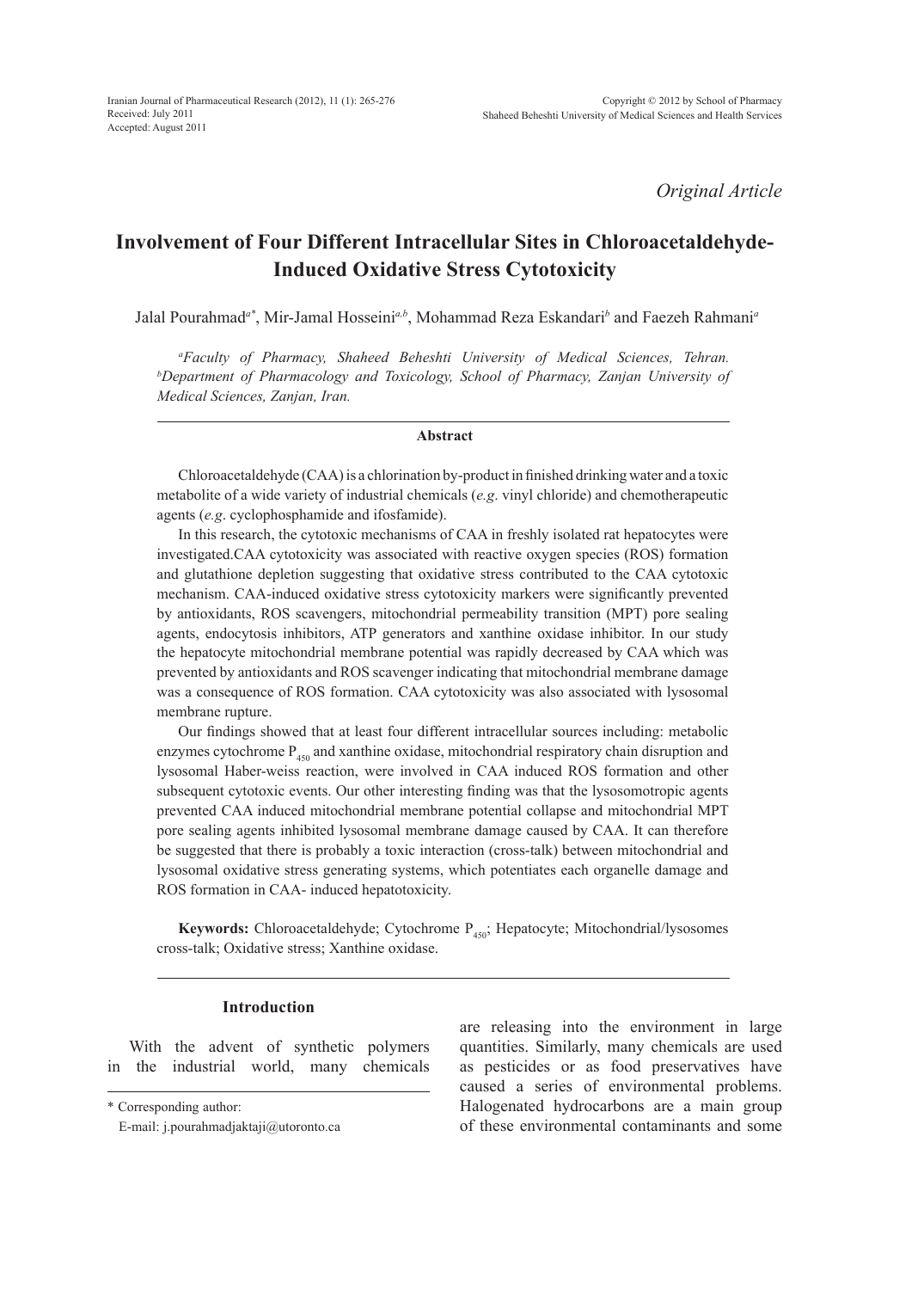*Original Article*

# Involvement of Four Different Intracellular Sites in Chloroacetaldehyde-Induced Oxidative Stress Cytotoxicity

Jalal Pourahmad[a*], Mir-Jamal Hosseini[a,b], Mohammad Reza Eskandari[b] and Faezeh Rahmani[a]

[a]*Faculty of Pharmacy, Shaheed Beheshti University of Medical Sciences, Tehran.* [b]*Department of Pharmacology and Toxicology, School of Pharmacy, Zanjan University of Medical Sciences, Zanjan, Iran.*

## Abstract

Chloroacetaldehyde (CAA) is a chlorination by-product in finished drinking water and a toxic metabolite of a wide variety of industrial chemicals (*e.g*. vinyl chloride) and chemotherapeutic agents (*e.g*. cyclophosphamide and ifosfamide).

In this research, the cytotoxic mechanisms of CAA in freshly isolated rat hepatocytes were investigated.CAA cytotoxicity was associated with reactive oxygen species (ROS) formation and glutathione depletion suggesting that oxidative stress contributed to the CAA cytotoxic mechanism. CAA-induced oxidative stress cytotoxicity markers were significantly prevented by antioxidants, ROS scavengers, mitochondrial permeability transition (MPT) pore sealing agents, endocytosis inhibitors, ATP generators and xanthine oxidase inhibitor. In our study the hepatocyte mitochondrial membrane potential was rapidly decreased by CAA which was prevented by antioxidants and ROS scavenger indicating that mitochondrial membrane damage was a consequence of ROS formation. CAA cytotoxicity was also associated with lysosomal membrane rupture.

Our findings showed that at least four different intracellular sources including: metabolic enzymes cytochrome $P_{450}$ and xanthine oxidase, mitochondrial respiratory chain disruption and lysosomal Haber-weiss reaction, were involved in CAA induced ROS formation and other subsequent cytotoxic events. Our other interesting finding was that the lysosomotropic agents prevented CAA induced mitochondrial membrane potential collapse and mitochondrial MPT pore sealing agents inhibited lysosomal membrane damage caused by CAA. It can therefore be suggested that there is probably a toxic interaction (cross-talk) between mitochondrial and lysosomal oxidative stress generating systems, which potentiates each organelle damage and ROS formation in CAA- induced hepatotoxicity.

**Keywords:** Chloroacetaldehyde; Cytochrome $P_{450}$; Hepatocyte; Mitochondrial/lysosomes cross-talk; Oxidative stress; Xanthine oxidase.

## Introduction

With the advent of synthetic polymers in the industrial world, many chemicals are releasing into the environment in large quantities. Similarly, many chemicals are used as pesticides or as food preservatives have caused a series of environmental problems. Halogenated hydrocarbons are a main group of these environmental contaminants and some

\* Corresponding author:
E-mail: j.pourahmadjaktaji@utoronto.ca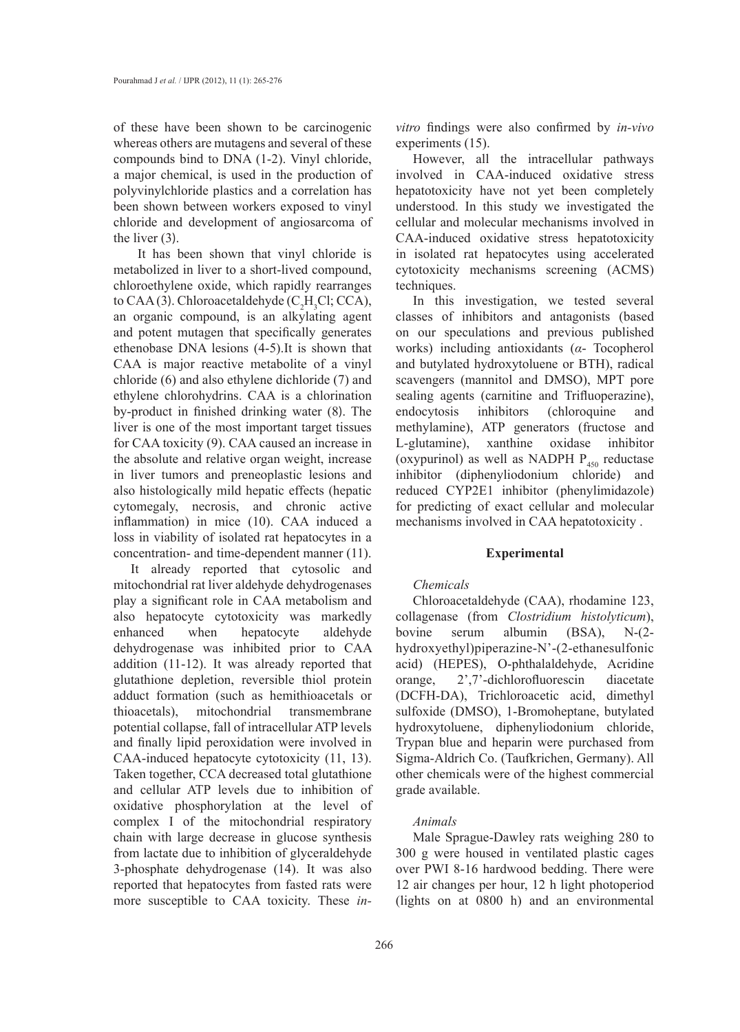of these have been shown to be carcinogenic whereas others are mutagens and several of these compounds bind to DNA (1-2). Vinyl chloride, a major chemical, is used in the production of polyvinylchloride plastics and a correlation has been shown between workers exposed to vinyl chloride and development of angiosarcoma of the liver (3).

It has been shown that vinyl chloride is metabolized in liver to a short-lived compound, chloroethylene oxide, which rapidly rearranges to CAA (3). Chloroacetaldehyde ($C_2H_3Cl$; CCA), an organic compound, is an alkylating agent and potent mutagen that specifically generates ethenobase DNA lesions (4-5).It is shown that CAA is major reactive metabolite of a vinyl chloride (6) and also ethylene dichloride (7) and ethylene chlorohydrins. CAA is a chlorination by-product in finished drinking water (8). The liver is one of the most important target tissues for CAA toxicity (9). CAA caused an increase in the absolute and relative organ weight, increase in liver tumors and preneoplastic lesions and also histologically mild hepatic effects (hepatic cytomegaly, necrosis, and chronic active inflammation) in mice (10). CAA induced a loss in viability of isolated rat hepatocytes in a concentration- and time-dependent manner (11).

It already reported that cytosolic and mitochondrial rat liver aldehyde dehydrogenases play a significant role in CAA metabolism and also hepatocyte cytotoxicity was markedly enhanced when hepatocyte aldehyde dehydrogenase was inhibited prior to CAA addition (11-12). It was already reported that glutathione depletion, reversible thiol protein adduct formation (such as hemithioacetals or thioacetals), mitochondrial transmembrane potential collapse, fall of intracellular ATP levels and finally lipid peroxidation were involved in CAA-induced hepatocyte cytotoxicity (11, 13). Taken together, CCA decreased total glutathione and cellular ATP levels due to inhibition of oxidative phosphorylation at the level of complex I of the mitochondrial respiratory chain with large decrease in glucose synthesis from lactate due to inhibition of glyceraldehyde 3-phosphate dehydrogenase (14). It was also reported that hepatocytes from fasted rats were more susceptible to CAA toxicity. These *in-vitro* findings were also confirmed by *in-vivo* experiments (15).

However, all the intracellular pathways involved in CAA-induced oxidative stress hepatotoxicity have not yet been completely understood. In this study we investigated the cellular and molecular mechanisms involved in CAA-induced oxidative stress hepatotoxicity in isolated rat hepatocytes using accelerated cytotoxicity mechanisms screening (ACMS) techniques.

In this investigation, we tested several classes of inhibitors and antagonists (based on our speculations and previous published works) including antioxidants (*α*- Tocopherol and butylated hydroxytoluene or BTH), radical scavengers (mannitol and DMSO), MPT pore sealing agents (carnitine and Trifluoperazine), endocytosis inhibitors (chloroquine and methylamine), ATP generators (fructose and L-glutamine), xanthine oxidase inhibitor (oxypurinol) as well as NADPH $P_{450}$ reductase inhibitor (diphenyliodonium chloride) and reduced CYP2E1 inhibitor (phenylimidazole) for predicting of exact cellular and molecular mechanisms involved in CAA hepatotoxicity .

## Experimental

### *Chemicals*

Chloroacetaldehyde (CAA), rhodamine 123, collagenase (from *Clostridium histolyticum*), bovine serum albumin (BSA), N-(2-hydroxyethyl)piperazine-N'-(2-ethanesulfonic acid) (HEPES), O-phthalaldehyde, Acridine orange, 2',7'-dichlorofluorescin diacetate (DCFH-DA), Trichloroacetic acid, dimethyl sulfoxide (DMSO), 1-Bromoheptane, butylated hydroxytoluene, diphenyliodonium chloride, Trypan blue and heparin were purchased from Sigma-Aldrich Co. (Taufkrichen, Germany). All other chemicals were of the highest commercial grade available.

### *Animals*

Male Sprague-Dawley rats weighing 280 to 300 g were housed in ventilated plastic cages over PWI 8-16 hardwood bedding. There were 12 air changes per hour, 12 h light photoperiod (lights on at 0800 h) and an environmental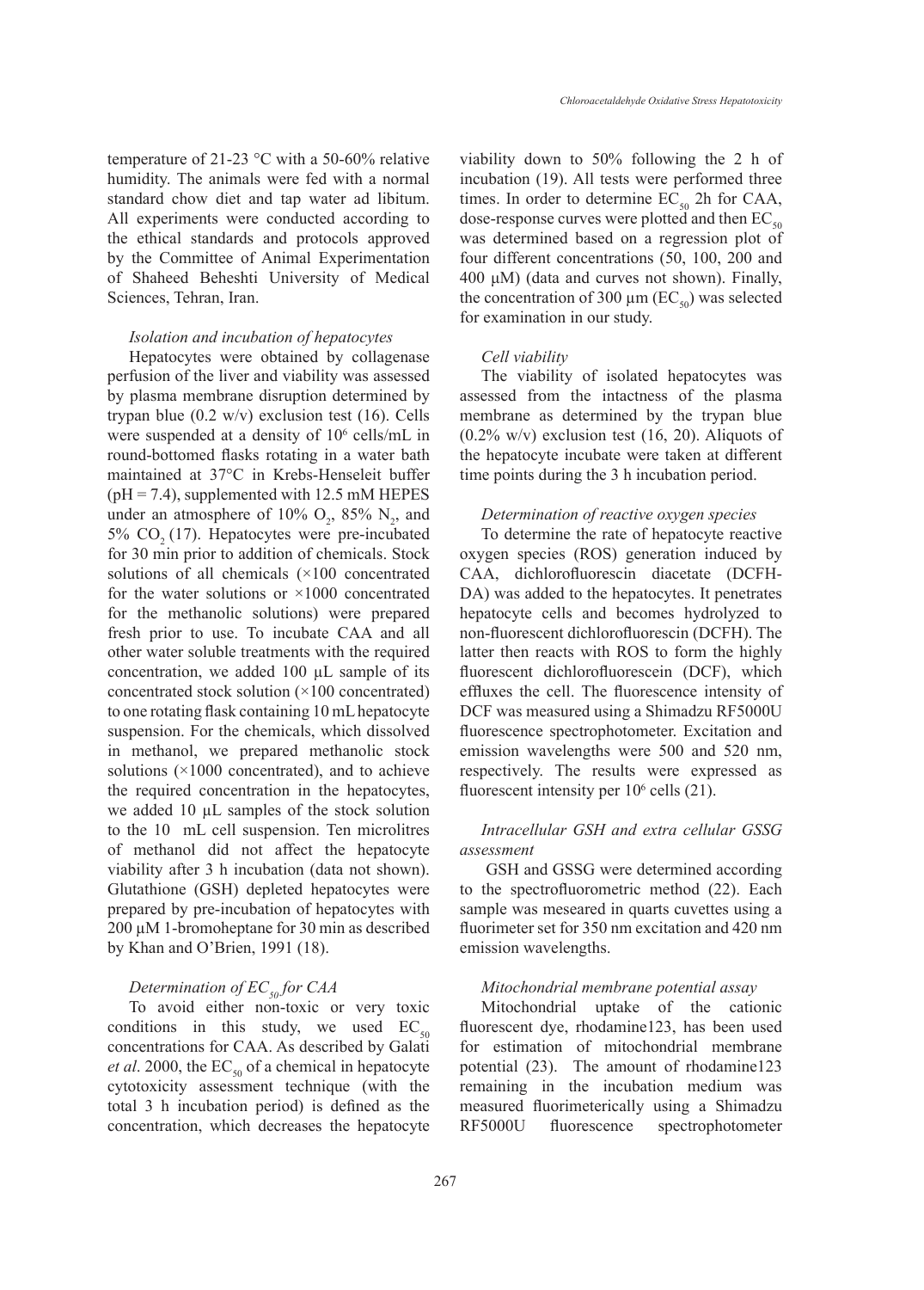temperature of 21-23 °C with a 50-60% relative humidity. The animals were fed with a normal standard chow diet and tap water ad libitum. All experiments were conducted according to the ethical standards and protocols approved by the Committee of Animal Experimentation of Shaheed Beheshti University of Medical Sciences, Tehran, Iran.

*Isolation and incubation of hepatocytes*

Hepatocytes were obtained by collagenase perfusion of the liver and viability was assessed by plasma membrane disruption determined by trypan blue (0.2 w/v) exclusion test (16). Cells were suspended at a density of $10^6$ cells/mL in round-bottomed flasks rotating in a water bath maintained at 37°C in Krebs-Henseleit buffer (pH = 7.4), supplemented with 12.5 mM HEPES under an atmosphere of 10% $O_2$, 85% $N_2$, and 5% $CO_2$ (17). Hepatocytes were pre-incubated for 30 min prior to addition of chemicals. Stock solutions of all chemicals (×100 concentrated for the water solutions or ×1000 concentrated for the methanolic solutions) were prepared fresh prior to use. To incubate CAA and all other water soluble treatments with the required concentration, we added 100 µL sample of its concentrated stock solution (×100 concentrated) to one rotating flask containing 10 mL hepatocyte suspension. For the chemicals, which dissolved in methanol, we prepared methanolic stock solutions (×1000 concentrated), and to achieve the required concentration in the hepatocytes, we added 10 µL samples of the stock solution to the 10 mL cell suspension. Ten microlitres of methanol did not affect the hepatocyte viability after 3 h incubation (data not shown). Glutathione (GSH) depleted hepatocytes were prepared by pre-incubation of hepatocytes with 200 µM 1-bromoheptane for 30 min as described by Khan and O'Brien, 1991 (18).

*Determination of $EC_{50}$ for CAA*

To avoid either non-toxic or very toxic conditions in this study, we used $EC_{50}$ concentrations for CAA. As described by Galati *et al*. 2000, the $EC_{50}$ of a chemical in hepatocyte cytotoxicity assessment technique (with the total 3 h incubation period) is defined as the concentration, which decreases the hepatocyte viability down to 50% following the 2 h of incubation (19). All tests were performed three times. In order to determine $EC_{50}$ 2h for CAA, dose-response curves were plotted and then $EC_{50}$ was determined based on a regression plot of four different concentrations (50, 100, 200 and 400 µM) (data and curves not shown). Finally, the concentration of 300 µm ($EC_{50}$) was selected for examination in our study.

*Cell viability*

The viability of isolated hepatocytes was assessed from the intactness of the plasma membrane as determined by the trypan blue (0.2% w/v) exclusion test (16, 20). Aliquots of the hepatocyte incubate were taken at different time points during the 3 h incubation period.

*Determination of reactive oxygen species*

To determine the rate of hepatocyte reactive oxygen species (ROS) generation induced by CAA, dichlorofluorescin diacetate (DCFH-DA) was added to the hepatocytes. It penetrates hepatocyte cells and becomes hydrolyzed to non-fluorescent dichlorofluorescin (DCFH). The latter then reacts with ROS to form the highly fluorescent dichlorofluorescein (DCF), which effluxes the cell. The fluorescence intensity of DCF was measured using a Shimadzu RF5000U fluorescence spectrophotometer. Excitation and emission wavelengths were 500 and 520 nm, respectively. The results were expressed as fluorescent intensity per $10^6$ cells (21).

*Intracellular GSH and extra cellular GSSG assessment*

GSH and GSSG were determined according to the spectrofluorometric method (22). Each sample was meseared in quarts cuvettes using a fluorimeter set for 350 nm excitation and 420 nm emission wavelengths.

*Mitochondrial membrane potential assay*

Mitochondrial uptake of the cationic fluorescent dye, rhodamine123, has been used for estimation of mitochondrial membrane potential (23). The amount of rhodamine123 remaining in the incubation medium was measured fluorimeterically using a Shimadzu RF5000U fluorescence spectrophotometer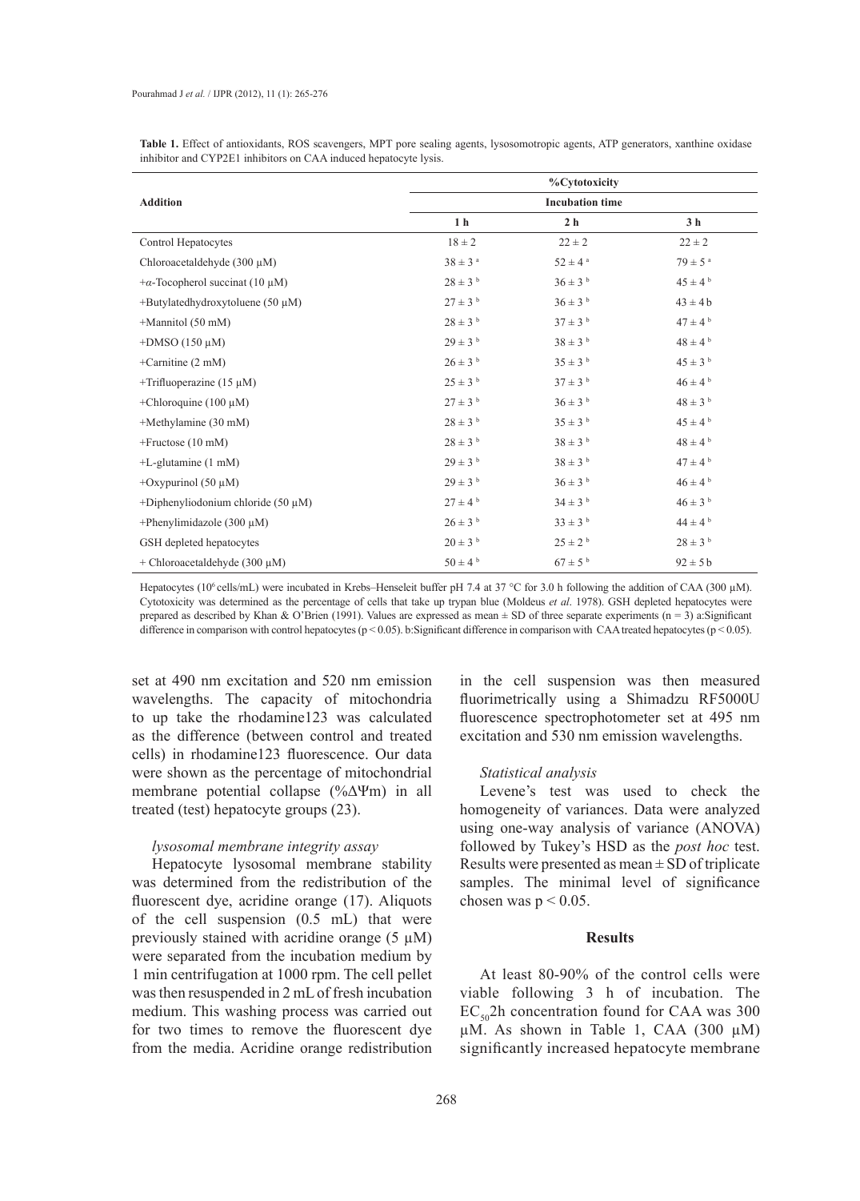**Table 1.** Effect of antioxidants, ROS scavengers, MPT pore sealing agents, lysosomotropic agents, ATP generators, xanthine oxidase inhibitor and CYP2E1 inhibitors on CAA induced hepatocyte lysis.

| Addition | %Cytotoxicity | | |
|---|---|---|---|
| | Incubation time | | |
| | 1 h | 2 h | 3 h |
| Control Hepatocytes | 18 ± 2 | 22 ± 2 | 22 ± 2 |
| Chloroacetaldehyde (300 µM) | 38 ± 3 [a] | 52 ± 4 [a] | 79 ± 5 [a] |
| +α-Tocopherol succinat (10 µM) | 28 ± 3 [b] | 36 ± 3 [b] | 45 ± 4 [b] |
| +Butylatedhydroxytoluene (50 µM) | 27 ± 3 [b] | 36 ± 3 [b] | 43 ± 4b |
| +Mannitol (50 mM) | 28 ± 3 [b] | 37 ± 3 [b] | 47 ± 4 [b] |
| +DMSO (150 µM) | 29 ± 3 [b] | 38 ± 3 [b] | 48 ± 4 [b] |
| +Carnitine (2 mM) | 26 ± 3 [b] | 35 ± 3 [b] | 45 ± 3 [b] |
| +Trifluoperazine (15 µM) | 25 ± 3 [b] | 37 ± 3 [b] | 46 ± 4 [b] |
| +Chloroquine (100 µM) | 27 ± 3 [b] | 36 ± 3 [b] | 48 ± 3 [b] |
| +Methylamine (30 mM) | 28 ± 3 [b] | 35 ± 3 [b] | 45 ± 4 [b] |
| +Fructose (10 mM) | 28 ± 3 [b] | 38 ± 3 [b] | 48 ± 4 [b] |
| +L-glutamine (1 mM) | 29 ± 3 [b] | 38 ± 3 [b] | 47 ± 4 [b] |
| +Oxypurinol (50 µM) | 29 ± 3 [b] | 36 ± 3 [b] | 46 ± 4 [b] |
| +Diphenyliodonium chloride (50 µM) | 27 ± 4 [b] | 34 ± 3 [b] | 46 ± 3 [b] |
| +Phenylimidazole (300 µM) | 26 ± 3 [b] | 33 ± 3 [b] | 44 ± 4 [b] |
| GSH depleted hepatocytes | 20 ± 3 [b] | 25 ± 2 [b] | 28 ± 3 [b] |
| + Chloroacetaldehyde (300 µM) | 50 ± 4 [b] | 67 ± 5 [b] | 92 ± 5b |

Hepatocytes ($10^6$ cells/mL) were incubated in Krebs–Henseleit buffer pH 7.4 at 37 °C for 3.0 h following the addition of CAA (300 µM). Cytotoxicity was determined as the percentage of cells that take up trypan blue (Moldeus *et al*. 1978). GSH depleted hepatocytes were prepared as described by Khan & O'Brien (1991). Values are expressed as mean ± SD of three separate experiments (n = 3) a:Significant difference in comparison with control hepatocytes ($p < 0.05$). b:Significant difference in comparison with CAA treated hepatocytes ($p < 0.05$).

set at 490 nm excitation and 520 nm emission wavelengths. The capacity of mitochondria to up take the rhodamine123 was calculated as the difference (between control and treated cells) in rhodamine123 fluorescence. Our data were shown as the percentage of mitochondrial membrane potential collapse (%$\Delta\Psi$m) in all treated (test) hepatocyte groups (23).

*lysosomal membrane integrity assay*

Hepatocyte lysosomal membrane stability was determined from the redistribution of the fluorescent dye, acridine orange (17). Aliquots of the cell suspension (0.5 mL) that were previously stained with acridine orange (5 µM) were separated from the incubation medium by 1 min centrifugation at 1000 rpm. The cell pellet was then resuspended in 2 mL of fresh incubation medium. This washing process was carried out for two times to remove the fluorescent dye from the media. Acridine orange redistribution in the cell suspension was then measured fluorimetrically using a Shimadzu RF5000U fluorescence spectrophotometer set at 495 nm excitation and 530 nm emission wavelengths.

*Statistical analysis*

Levene's test was used to check the homogeneity of variances. Data were analyzed using one-way analysis of variance (ANOVA) followed by Tukey's HSD as the *post hoc* test. Results were presented as mean ± SD of triplicate samples. The minimal level of significance chosen was $p < 0.05$.

## Results

At least 80-90% of the control cells were viable following 3 h of incubation. The $EC_{50}$2h concentration found for CAA was 300 µM. As shown in Table 1, CAA (300 µM) significantly increased hepatocyte membrane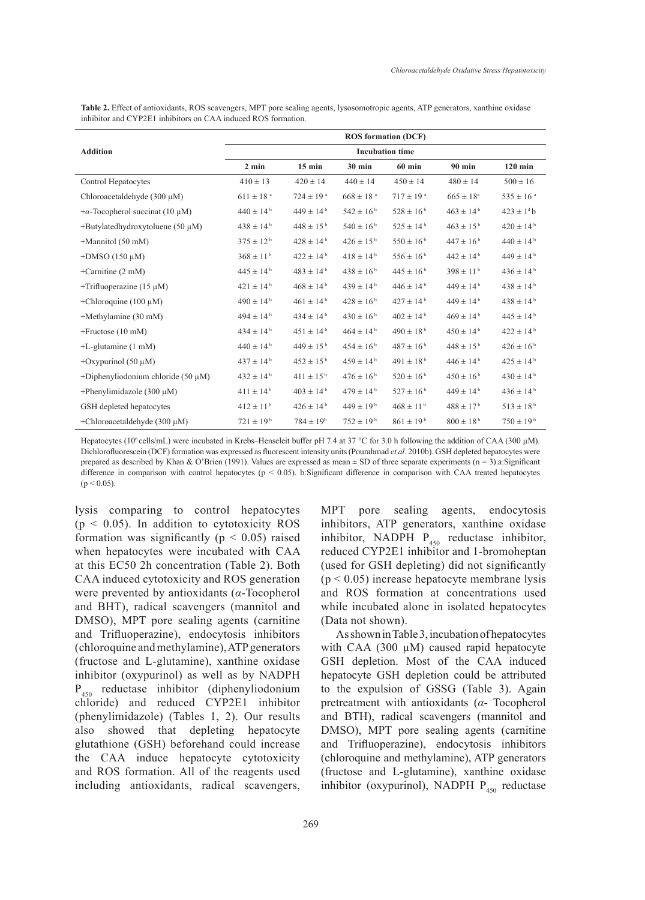**Table 2.** Effect of antioxidants, ROS scavengers, MPT pore sealing agents, lysosomotropic agents, ATP generators, xanthine oxidase inhibitor and CYP2E1 inhibitors on CAA induced ROS formation.

| Addition | ROS formation (DCF) | | | | | |
|---|---|---|---|---|---|---|
| | Incubation time | | | | | |
| | 2 min | 15 min | 30 min | 60 min | 90 min | 120 min |
| Control Hepatocytes | 410 ± 13 | 420 ± 14 | 440 ± 14 | 450 ± 14 | 480 ± 14 | 500 ± 16 |
| Chloroacetaldehyde (300 µM) | 611 ± 18 [a] | 724 ± 19 [a] | 668 ± 18 [a] | 717 ± 19 [a] | 665 ± 18[a] | 535 ± 16 [a] |
| +α-Tocopherol succinat (10 µM) | 440 ± 14 [b] | 449 ± 14 [b] | 542 ± 16 [b] | 528 ± 16 [b] | 463 ± 14 [b] | 423 ± 1[4]b |
| +Butylatedhydroxytoluene (50 µM) | 438 ± 14 [b] | 448 ± 15 [b] | 540 ± 16 [b] | 525 ± 14 [b] | 463 ± 15 [b] | 420 ± 14 [b] |
| +Mannitol (50 mM) | 375 ± 12 [b] | 428 ± 14 [b] | 426 ± 15 [b] | 550 ± 16 [b] | 447 ± 16 [b] | 440 ± 14 [b] |
| +DMSO (150 µM) | 368 ± 11 [b] | 422 ± 14 [b] | 418 ± 14 [b] | 556 ± 16 [b] | 442 ± 14 [b] | 449 ± 14 [b] |
| +Carnitine (2 mM) | 445 ± 14 [b] | 483 ± 14 [b] | 438 ± 16 [b] | 445 ± 16 [b] | 398 ± 11 [b] | 436 ± 14 [b] |
| +Trifluoperazine (15 µM) | 421 ± 14 [b] | 468 ± 14 [b] | 439 ± 14 [b] | 446 ± 14 [b] | 449 ± 14 [b] | 438 ± 14 [b] |
| +Chloroquine (100 µM) | 490 ± 14 [b] | 461 ± 14 [b] | 428 ± 16 [b] | 427 ± 14 [b] | 449 ± 14 [b] | 438 ± 14 [b] |
| +Methylamine (30 mM) | 494 ± 14 [b] | 434 ± 14 [b] | 430 ± 16 [b] | 402 ± 14 [b] | 469 ± 14 [b] | 445 ± 14 [b] |
| +Fructose (10 mM) | 434 ± 14 [b] | 451 ± 14 [b] | 464 ± 14 [b] | 490 ± 18 [b] | 450 ± 14 [b] | 422 ± 14 [b] |
| +L-glutamine (1 mM) | 440 ± 14 [b] | 449 ± 15 [b] | 454 ± 16 [b] | 487 ± 16 [b] | 448 ± 15 [b] | 426 ± 16 [b] |
| +Oxypurinol (50 µM) | 437 ± 14 [b] | 452 ± 15 [b] | 459 ± 14 [b] | 491 ± 18 [b] | 446 ± 14 [b] | 425 ± 14 [b] |
| +Diphenyliodonium chloride (50 µM) | 432 ± 14 [b] | 411 ± 15 [b] | 476 ± 16 [b] | 520 ± 16 [b] | 450 ± 16 [b] | 430 ± 14 [b] |
| +Phenylimidazole (300 µM) | 411 ± 14 [b] | 403 ± 14 [b] | 479 ± 14 [b] | 527 ± 16 [b] | 449 ± 14 [b] | 436 ± 14 [b] |
| GSH depleted hepatocytes | 412 ± 11 [b] | 426 ± 14 [b] | 449 ± 19 [b] | 468 ± 11 [b] | 488 ± 17 [b] | 513 ± 18 [b] |
| +Chloroacetaldehyde (300 µM) | 721 ± 19 [b] | 784 ± 19[b] | 752 ± 19 [b] | 861 ± 19 [b] | 800 ± 18 [b] | 750 ± 19 [b] |

Hepatocytes ($10^6$ cells/mL) were incubated in Krebs–Henseleit buffer pH 7.4 at 37 °C for 3.0 h following the addition of CAA (300 µM). Dichlorofluorescein (DCF) formation was expressed as fluorescent intensity units (Pourahmad *et al*. 2010b). GSH depleted hepatocytes were prepared as described by Khan & O'Brien (1991). Values are expressed as mean ± SD of three separate experiments (n = 3).a:Significant difference in comparison with control hepatocytes ($p < 0.05$). b:Significant difference in comparison with CAA treated hepatocytes ($p < 0.05$).

lysis comparing to control hepatocytes ($p < 0.05$). In addition to cytotoxicity ROS formation was significantly ($p < 0.05$) raised when hepatocytes were incubated with CAA at this EC50 2h concentration (Table 2). Both CAA induced cytotoxicity and ROS generation were prevented by antioxidants (*α*-Tocopherol and BHT), radical scavengers (mannitol and DMSO), MPT pore sealing agents (carnitine and Trifluoperazine), endocytosis inhibitors (chloroquine and methylamine), ATP generators (fructose and L-glutamine), xanthine oxidase inhibitor (oxypurinol) as well as by NADPH $P_{450}$ reductase inhibitor (diphenyliodonium chloride) and reduced CYP2E1 inhibitor (phenylimidazole) (Tables 1, 2). Our results also showed that depleting hepatocyte glutathione (GSH) beforehand could increase the CAA induce hepatocyte cytotoxicity and ROS formation. All of the reagents used including antioxidants, radical scavengers, MPT pore sealing agents, endocytosis inhibitors, ATP generators, xanthine oxidase inhibitor, NADPH $P_{450}$ reductase inhibitor, reduced CYP2E1 inhibitor and 1-bromoheptan (used for GSH depleting) did not significantly ($p < 0.05$) increase hepatocyte membrane lysis and ROS formation at concentrations used while incubated alone in isolated hepatocytes (Data not shown).

As shown in Table 3, incubation of hepatocytes with CAA (300 µM) caused rapid hepatocyte GSH depletion. Most of the CAA induced hepatocyte GSH depletion could be attributed to the expulsion of GSSG (Table 3). Again pretreatment with antioxidants (*α*- Tocopherol and BTH), radical scavengers (mannitol and DMSO), MPT pore sealing agents (carnitine and Trifluoperazine), endocytosis inhibitors (chloroquine and methylamine), ATP generators (fructose and L-glutamine), xanthine oxidase inhibitor (oxypurinol), NADPH $P_{450}$ reductase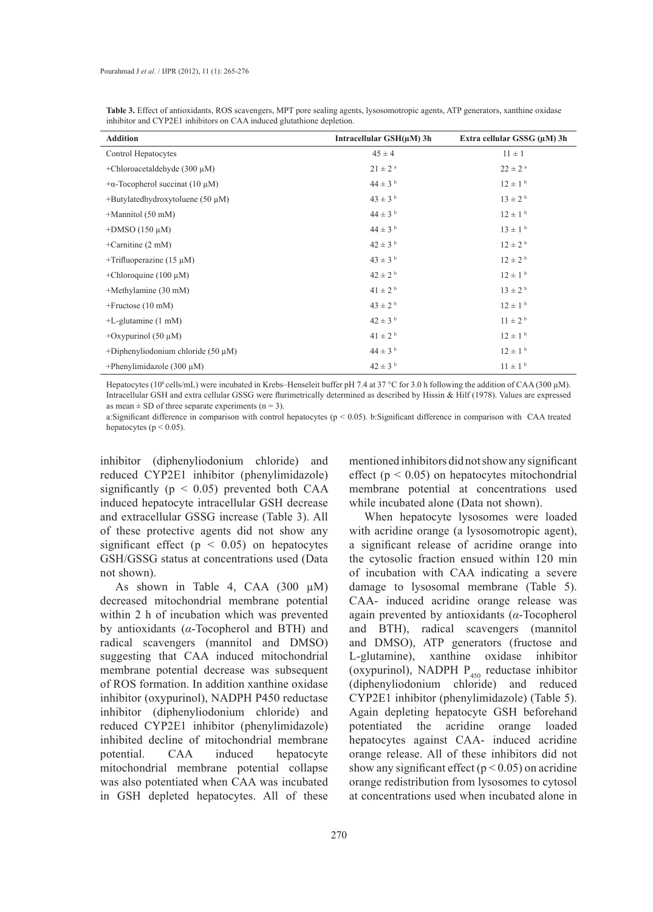**Table 3.** Effect of antioxidants, ROS scavengers, MPT pore sealing agents, lysosomotropic agents, ATP generators, xanthine oxidase inhibitor and CYP2E1 inhibitors on CAA induced glutathione depletion.

| Addition | Intracellular GSH(μM) 3h | Extra cellular GSSG (μM) 3h |
|---|---|---|
| Control Hepatocytes | 45 ± 4 | 11 ± 1 |
| +Chloroacetaldehyde (300 μM) | 21 ± 2 [a] | 22 ± 2 [a] |
| +α-Tocopherol succinat (10 μM) | 44 ± 3 [b] | 12 ± 1 [b] |
| +Butylatedhydroxytoluene (50 μM) | 43 ± 3 [b] | 13 ± 2 [b] |
| +Mannitol (50 mM) | 44 ± 3 [b] | 12 ± 1 [b] |
| +DMSO (150 μM) | 44 ± 3 [b] | 13 ± 1 [b] |
| +Carnitine (2 mM) | 42 ± 3 [b] | 12 ± 2 [b] |
| +Trifluoperazine (15 μM) | 43 ± 3 [b] | 12 ± 2 [b] |
| +Chloroquine (100 μM) | 42 ± 2 [b] | 12 ± 1 [b] |
| +Methylamine (30 mM) | 41 ± 2 [b] | 13 ± 2 [b] |
| +Fructose (10 mM) | 43 ± 2 [b] | 12 ± 1 [b] |
| +L-glutamine (1 mM) | 42 ± 3 [b] | 11 ± 2 [b] |
| +Oxypurinol (50 μM) | 41 ± 2 [b] | 12 ± 1 [b] |
| +Diphenyliodonium chloride (50 μM) | 44 ± 3 [b] | 12 ± 1 [b] |
| +Phenylimidazole (300 μM) | 42 ± 3 [b] | 11 ± 1 [b] |

Hepatocytes ($10^6$ cells/mL) were incubated in Krebs–Henseleit buffer pH 7.4 at 37 °C for 3.0 h following the addition of CAA (300 μM). Intracellular GSH and extra cellular GSSG were flurimetrically determined as described by Hissin & Hilf (1978). Values are expressed as mean ± SD of three separate experiments (n = 3).

a:Significant difference in comparison with control hepatocytes ($p < 0.05$). b:Significant difference in comparison with CAA treated hepatocytes ($p < 0.05$).

inhibitor (diphenyliodonium chloride) and reduced CYP2E1 inhibitor (phenylimidazole) significantly ($p < 0.05$) prevented both CAA induced hepatocyte intracellular GSH decrease and extracellular GSSG increase (Table 3). All of these protective agents did not show any significant effect ($p < 0.05$) on hepatocytes GSH/GSSG status at concentrations used (Data not shown).

As shown in Table 4, CAA (300 μM) decreased mitochondrial membrane potential within 2 h of incubation which was prevented by antioxidants (*α*-Tocopherol and BTH) and radical scavengers (mannitol and DMSO) suggesting that CAA induced mitochondrial membrane potential decrease was subsequent of ROS formation. In addition xanthine oxidase inhibitor (oxypurinol), NADPH P450 reductase inhibitor (diphenyliodonium chloride) and reduced CYP2E1 inhibitor (phenylimidazole) inhibited decline of mitochondrial membrane potential. CAA induced hepatocyte mitochondrial membrane potential collapse was also potentiated when CAA was incubated in GSH depleted hepatocytes. All of these mentioned inhibitors did not show any significant effect ($p < 0.05$) on hepatocytes mitochondrial membrane potential at concentrations used while incubated alone (Data not shown).

When hepatocyte lysosomes were loaded with acridine orange (a lysosomotropic agent), a significant release of acridine orange into the cytosolic fraction ensued within 120 min of incubation with CAA indicating a severe damage to lysosomal membrane (Table 5). CAA- induced acridine orange release was again prevented by antioxidants (*α*-Tocopherol and BTH), radical scavengers (mannitol and DMSO), ATP generators (fructose and L-glutamine), xanthine oxidase inhibitor (oxypurinol), NADPH $P_{450}$ reductase inhibitor (diphenyliodonium chloride) and reduced CYP2E1 inhibitor (phenylimidazole) (Table 5). Again depleting hepatocyte GSH beforehand potentiated the acridine orange loaded hepatocytes against CAA- induced acridine orange release. All of these inhibitors did not show any significant effect ($p < 0.05$) on acridine orange redistribution from lysosomes to cytosol at concentrations used when incubated alone in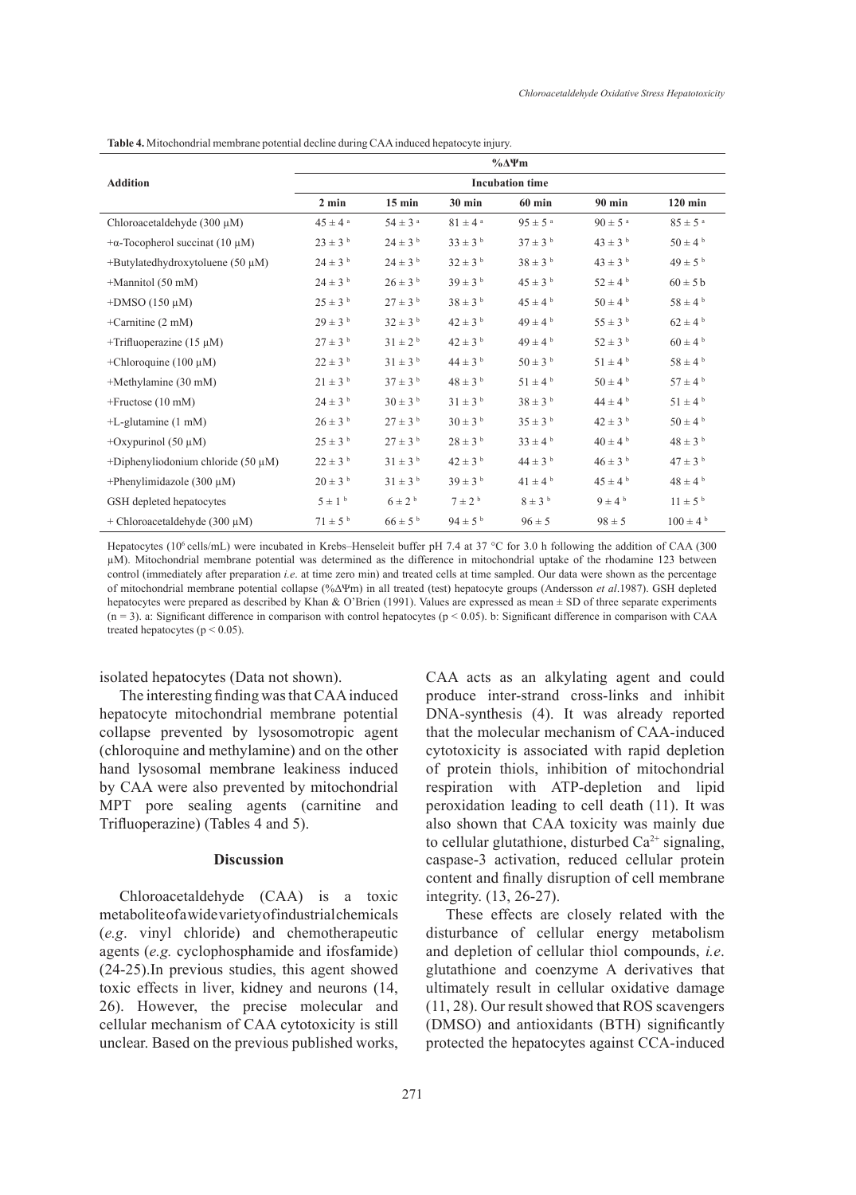**Table 4.** Mitochondrial membrane potential decline during CAA induced hepatocyte injury.

| Addition | %ΔΨm | | | | | |
|---|---|---|---|---|---|---|
| | Incubation time | | | | | |
| | 2 min | 15 min | 30 min | 60 min | 90 min | 120 min |
| Chloroacetaldehyde (300 μM) | 45 ± 4 [a] | 54 ± 3 [a] | 81 ± 4 [a] | 95 ± 5 [a] | 90 ± 5 [a] | 85 ± 5 [a] |
| +α-Tocopherol succinat (10 μM) | 23 ± 3 [b] | 24 ± 3 [b] | 33 ± 3 [b] | 37 ± 3 [b] | 43 ± 3 [b] | 50 ± 4 [b] |
| +Butylatedhydroxytoluene (50 μM) | 24 ± 3 [b] | 24 ± 3 [b] | 32 ± 3 [b] | 38 ± 3 [b] | 43 ± 3 [b] | 49 ± 5 [b] |
| +Mannitol (50 mM) | 24 ± 3 [b] | 26 ± 3 [b] | 39 ± 3 [b] | 45 ± 3 [b] | 52 ± 4 [b] | 60 ± 5 b |
| +DMSO (150 μM) | 25 ± 3 [b] | 27 ± 3 [b] | 38 ± 3 [b] | 45 ± 4 [b] | 50 ± 4 [b] | 58 ± 4 [b] |
| +Carnitine (2 mM) | 29 ± 3 [b] | 32 ± 3 [b] | 42 ± 3 [b] | 49 ± 4 [b] | 55 ± 3 [b] | 62 ± 4 [b] |
| +Trifluoperazine (15 μM) | 27 ± 3 [b] | 31 ± 2 [b] | 42 ± 3 [b] | 49 ± 4 [b] | 52 ± 3 [b] | 60 ± 4 [b] |
| +Chloroquine (100 μM) | 22 ± 3 [b] | 31 ± 3 [b] | 44 ± 3 [b] | 50 ± 3 [b] | 51 ± 4 [b] | 58 ± 4 [b] |
| +Methylamine (30 mM) | 21 ± 3 [b] | 37 ± 3 [b] | 48 ± 3 [b] | 51 ± 4 [b] | 50 ± 4 [b] | 57 ± 4 [b] |
| +Fructose (10 mM) | 24 ± 3 [b] | 30 ± 3 [b] | 31 ± 3 [b] | 38 ± 3 [b] | 44 ± 3 [b] | 51 ± 4 [b] |
| +L-glutamine (1 mM) | 26 ± 3 [b] | 27 ± 3 [b] | 30 ± 3 [b] | 35 ± 3 [b] | 42 ± 3 [b] | 50 ± 4 [b] |
| +Oxypurinol (50 μM) | 25 ± 3 [b] | 27 ± 3 [b] | 28 ± 3 [b] | 33 ± 4 [b] | 40 ± 4 [b] | 48 ± 3 [b] |
| +Diphenyliodonium chloride (50 μM) | 22 ± 3 [b] | 31 ± 3 [b] | 42 ± 3 [b] | 44 ± 3 [b] | 46 ± 3 [b] | 47 ± 3 [b] |
| +Phenylimidazole (300 μM) | 20 ± 3 [b] | 31 ± 3 [b] | 39 ± 3 [b] | 41 ± 4 [b] | 45 ± 4 [b] | 48 ± 4 [b] |
| GSH depleted hepatocytes | 5 ± 1 [b] | 6 ± 2 [b] | 7 ± 2 [b] | 8 ± 3 [b] | 9 ± 4 [b] | 11 ± 5 [b] |
| + Chloroacetaldehyde (300 μM) | 71 ± 5 [b] | 66 ± 5 [b] | 94 ± 5 [b] | 96 ± 5 | 98 ± 5 | 100 ± 4 [b] |

Hepatocytes ($10^6$ cells/mL) were incubated in Krebs–Henseleit buffer pH 7.4 at 37 °C for 3.0 h following the addition of CAA (300 μM). Mitochondrial membrane potential was determined as the difference in mitochondrial uptake of the rhodamine 123 between control (immediately after preparation *i.e*. at time zero min) and treated cells at time sampled. Our data were shown as the percentage of mitochondrial membrane potential collapse (%ΔΨm) in all treated (test) hepatocyte groups (Andersson *et al*.1987). GSH depleted hepatocytes were prepared as described by Khan & O'Brien (1991). Values are expressed as mean ± SD of three separate experiments (n = 3). a: Significant difference in comparison with control hepatocytes ($p < 0.05$). b: Significant difference in comparison with CAA treated hepatocytes ($p < 0.05$).

isolated hepatocytes (Data not shown).

The interesting finding was that CAA induced hepatocyte mitochondrial membrane potential collapse prevented by lysosomotropic agent (chloroquine and methylamine) and on the other hand lysosomal membrane leakiness induced by CAA were also prevented by mitochondrial MPT pore sealing agents (carnitine and Trifluoperazine) (Tables 4 and 5).

## Discussion

Chloroacetaldehyde (CAA) is a toxic metabolite of a wide variety of industrial chemicals (*e.g*. vinyl chloride) and chemotherapeutic agents (*e.g.* cyclophosphamide and ifosfamide) (24-25).In previous studies, this agent showed toxic effects in liver, kidney and neurons (14, 26). However, the precise molecular and cellular mechanism of CAA cytotoxicity is still unclear. Based on the previous published works, CAA acts as an alkylating agent and could produce inter-strand cross-links and inhibit DNA-synthesis (4). It was already reported that the molecular mechanism of CAA-induced cytotoxicity is associated with rapid depletion of protein thiols, inhibition of mitochondrial respiration with ATP-depletion and lipid peroxidation leading to cell death (11). It was also shown that CAA toxicity was mainly due to cellular glutathione, disturbed $Ca^{2+}$ signaling, caspase-3 activation, reduced cellular protein content and finally disruption of cell membrane integrity. (13, 26-27).

These effects are closely related with the disturbance of cellular energy metabolism and depletion of cellular thiol compounds, *i.e*. glutathione and coenzyme A derivatives that ultimately result in cellular oxidative damage (11, 28). Our result showed that ROS scavengers (DMSO) and antioxidants (BTH) significantly protected the hepatocytes against CCA-induced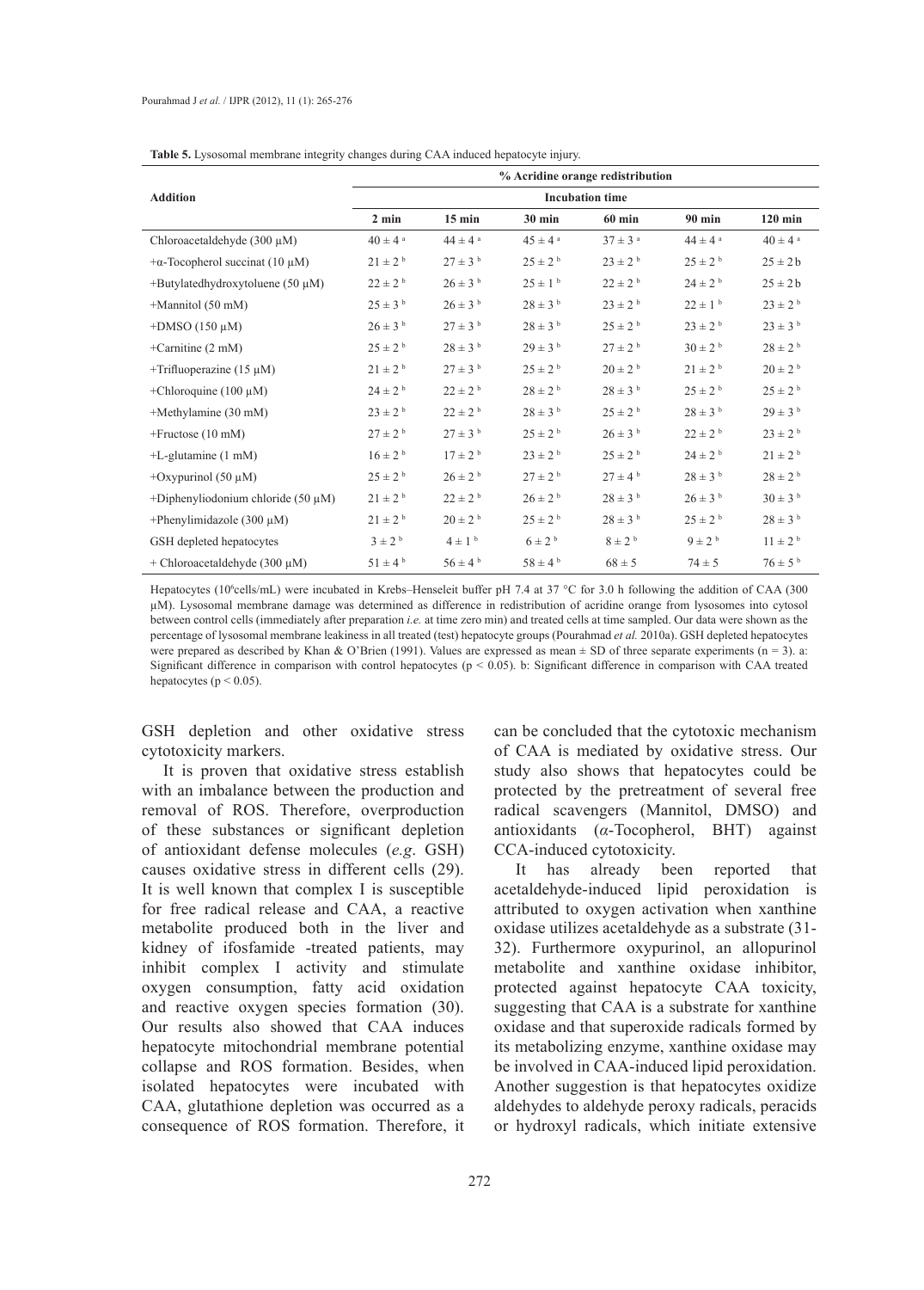**Table 5.** Lysosomal membrane integrity changes during CAA induced hepatocyte injury.

| Addition | % Acridine orange redistribution | | | | | |
|---|---|---|---|---|---|---|
| | Incubation time | | | | | |
| | 2 min | 15 min | 30 min | 60 min | 90 min | 120 min |
| Chloroacetaldehyde (300 µM) | 40 ± 4 [a] | 44 ± 4 [a] | 45 ± 4 [a] | 37 ± 3 [a] | 44 ± 4 [a] | 40 ± 4 [a] |
| +α-Tocopherol succinat (10 µM) | 21 ± 2 [b] | 27 ± 3 [b] | 25 ± 2 [b] | 23 ± 2 [b] | 25 ± 2 [b] | 25 ± 2 b |
| +Butylatedhydroxytoluene (50 µM) | 22 ± 2 [b] | 26 ± 3 [b] | 25 ± 1 [b] | 22 ± 2 [b] | 24 ± 2 [b] | 25 ± 2 b |
| +Mannitol (50 mM) | 25 ± 3 [b] | 26 ± 3 [b] | 28 ± 3 [b] | 23 ± 2 [b] | 22 ± 1 [b] | 23 ± 2 [b] |
| +DMSO (150 µM) | 26 ± 3 [b] | 27 ± 3 [b] | 28 ± 3 [b] | 25 ± 2 [b] | 23 ± 2 [b] | 23 ± 3 [b] |
| +Carnitine (2 mM) | 25 ± 2 [b] | 28 ± 3 [b] | 29 ± 3 [b] | 27 ± 2 [b] | 30 ± 2 [b] | 28 ± 2 [b] |
| +Trifluoperazine (15 µM) | 21 ± 2 [b] | 27 ± 3 [b] | 25 ± 2 [b] | 20 ± 2 [b] | 21 ± 2 [b] | 20 ± 2 [b] |
| +Chloroquine (100 µM) | 24 ± 2 [b] | 22 ± 2 [b] | 28 ± 2 [b] | 28 ± 3 [b] | 25 ± 2 [b] | 25 ± 2 [b] |
| +Methylamine (30 mM) | 23 ± 2 [b] | 22 ± 2 [b] | 28 ± 3 [b] | 25 ± 2 [b] | 28 ± 3 [b] | 29 ± 3 [b] |
| +Fructose (10 mM) | 27 ± 2 [b] | 27 ± 3 [b] | 25 ± 2 [b] | 26 ± 3 [b] | 22 ± 2 [b] | 23 ± 2 [b] |
| +L-glutamine (1 mM) | 16 ± 2 [b] | 17 ± 2 [b] | 23 ± 2 [b] | 25 ± 2 [b] | 24 ± 2 [b] | 21 ± 2 [b] |
| +Oxypurinol (50 µM) | 25 ± 2 [b] | 26 ± 2 [b] | 27 ± 2 [b] | 27 ± 4 [b] | 28 ± 3 [b] | 28 ± 2 [b] |
| +Diphenyliodonium chloride (50 µM) | 21 ± 2 [b] | 22 ± 2 [b] | 26 ± 2 [b] | 28 ± 3 [b] | 26 ± 3 [b] | 30 ± 3 [b] |
| +Phenylimidazole (300 µM) | 21 ± 2 [b] | 20 ± 2 [b] | 25 ± 2 [b] | 28 ± 3 [b] | 25 ± 2 [b] | 28 ± 3 [b] |
| GSH depleted hepatocytes | 3 ± 2 [b] | 4 ± 1 [b] | 6 ± 2 [b] | 8 ± 2 [b] | 9 ± 2 [b] | 11 ± 2 [b] |
| + Chloroacetaldehyde (300 µM) | 51 ± 4 [b] | 56 ± 4 [b] | 58 ± 4 [b] | 68 ± 5 | 74 ± 5 | 76 ± 5 [b] |

Hepatocytes ($10^6$cells/mL) were incubated in Krebs–Henseleit buffer pH 7.4 at 37 °C for 3.0 h following the addition of CAA (300 µM). Lysosomal membrane damage was determined as difference in redistribution of acridine orange from lysosomes into cytosol between control cells (immediately after preparation *i.e.* at time zero min) and treated cells at time sampled. Our data were shown as the percentage of lysosomal membrane leakiness in all treated (test) hepatocyte groups (Pourahmad *et al.* 2010a). GSH depleted hepatocytes were prepared as described by Khan & O'Brien (1991). Values are expressed as mean ± SD of three separate experiments (n = 3). a: Significant difference in comparison with control hepatocytes ($p < 0.05$). b: Significant difference in comparison with CAA treated hepatocytes ($p < 0.05$).

GSH depletion and other oxidative stress cytotoxicity markers.

It is proven that oxidative stress establish with an imbalance between the production and removal of ROS. Therefore, overproduction of these substances or significant depletion of antioxidant defense molecules (*e.g*. GSH) causes oxidative stress in different cells (29). It is well known that complex I is susceptible for free radical release and CAA, a reactive metabolite produced both in the liver and kidney of ifosfamide -treated patients, may inhibit complex I activity and stimulate oxygen consumption, fatty acid oxidation and reactive oxygen species formation (30). Our results also showed that CAA induces hepatocyte mitochondrial membrane potential collapse and ROS formation. Besides, when isolated hepatocytes were incubated with CAA, glutathione depletion was occurred as a consequence of ROS formation. Therefore, it can be concluded that the cytotoxic mechanism of CAA is mediated by oxidative stress. Our study also shows that hepatocytes could be protected by the pretreatment of several free radical scavengers (Mannitol, DMSO) and antioxidants (*α*-Tocopherol, BHT) against CCA-induced cytotoxicity.

It has already been reported that acetaldehyde-induced lipid peroxidation is attributed to oxygen activation when xanthine oxidase utilizes acetaldehyde as a substrate (31-32). Furthermore oxypurinol, an allopurinol metabolite and xanthine oxidase inhibitor, protected against hepatocyte CAA toxicity, suggesting that CAA is a substrate for xanthine oxidase and that superoxide radicals formed by its metabolizing enzyme, xanthine oxidase may be involved in CAA-induced lipid peroxidation. Another suggestion is that hepatocytes oxidize aldehydes to aldehyde peroxy radicals, peracids or hydroxyl radicals, which initiate extensive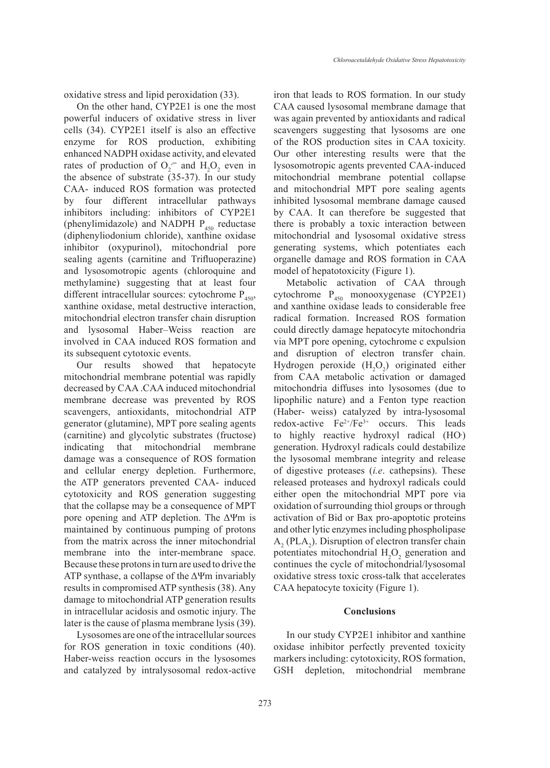oxidative stress and lipid peroxidation (33).

On the other hand, CYP2E1 is one the most powerful inducers of oxidative stress in liver cells (34). CYP2E1 itself is also an effective enzyme for ROS production, exhibiting enhanced NADPH oxidase activity, and elevated rates of production of $O_2^{\cdot -}$ and $H_2O_2$ even in the absence of substrate (35-37). In our study CAA- induced ROS formation was protected by four different intracellular pathways inhibitors including: inhibitors of CYP2E1 (phenylimidazole) and NADPH $P_{450}$ reductase (diphenyliodonium chloride), xanthine oxidase inhibitor (oxypurinol), mitochondrial pore sealing agents (carnitine and Trifluoperazine) and lysosomotropic agents (chloroquine and methylamine) suggesting that at least four different intracellular sources: cytochrome $P_{450}$, xanthine oxidase, metal destructive interaction, mitochondrial electron transfer chain disruption and lysosomal Haber–Weiss reaction are involved in CAA induced ROS formation and its subsequent cytotoxic events.

Our results showed that hepatocyte mitochondrial membrane potential was rapidly decreased by CAA .CAA induced mitochondrial membrane decrease was prevented by ROS scavengers, antioxidants, mitochondrial ATP generator (glutamine), MPT pore sealing agents (carnitine) and glycolytic substrates (fructose) indicating that mitochondrial membrane damage was a consequence of ROS formation and cellular energy depletion. Furthermore, the ATP generators prevented CAA- induced cytotoxicity and ROS generation suggesting that the collapse may be a consequence of MPT pore opening and ATP depletion. The $\Delta\Psi$m is maintained by continuous pumping of protons from the matrix across the inner mitochondrial membrane into the inter-membrane space. Because these protons in turn are used to drive the ATP synthase, a collapse of the $\Delta\Psi$m invariably results in compromised ATP synthesis (38). Any damage to mitochondrial ATP generation results in intracellular acidosis and osmotic injury. The later is the cause of plasma membrane lysis (39).

Lysosomes are one of the intracellular sources for ROS generation in toxic conditions (40). Haber-weiss reaction occurs in the lysosomes and catalyzed by intralysosomal redox-active iron that leads to ROS formation. In our study CAA caused lysosomal membrane damage that was again prevented by antioxidants and radical scavengers suggesting that lysosoms are one of the ROS production sites in CAA toxicity. Our other interesting results were that the lysosomotropic agents prevented CAA-induced mitochondrial membrane potential collapse and mitochondrial MPT pore sealing agents inhibited lysosomal membrane damage caused by CAA. It can therefore be suggested that there is probably a toxic interaction between mitochondrial and lysosomal oxidative stress generating systems, which potentiates each organelle damage and ROS formation in CAA model of hepatotoxicity (Figure 1).

Metabolic activation of CAA through cytochrome $P_{450}$ monooxygenase (CYP2E1) and xanthine oxidase leads to considerable free radical formation. Increased ROS formation could directly damage hepatocyte mitochondria via MPT pore opening, cytochrome c expulsion and disruption of electron transfer chain. Hydrogen peroxide ($H_2O_2$) originated either from CAA metabolic activation or damaged mitochondria diffuses into lysosomes (due to lipophilic nature) and a Fenton type reaction (Haber- weiss) catalyzed by intra-lysosomal redox-active $Fe^{2+}/Fe^{3+}$ occurs. This leads to highly reactive hydroxyl radical ($HO^{\cdot}$) generation. Hydroxyl radicals could destabilize the lysosomal membrane integrity and release of digestive proteases (*i.e*. cathepsins). These released proteases and hydroxyl radicals could either open the mitochondrial MPT pore via oxidation of surrounding thiol groups or through activation of Bid or Bax pro-apoptotic proteins and other lytic enzymes including phospholipase $A_2$ ($PLA_2$). Disruption of electron transfer chain potentiates mitochondrial $H_2O_2$ generation and continues the cycle of mitochondrial/lysosomal oxidative stress toxic cross-talk that accelerates CAA hepatocyte toxicity (Figure 1).

## Conclusions

In our study CYP2E1 inhibitor and xanthine oxidase inhibitor perfectly prevented toxicity markers including: cytotoxicity, ROS formation, GSH depletion, mitochondrial membrane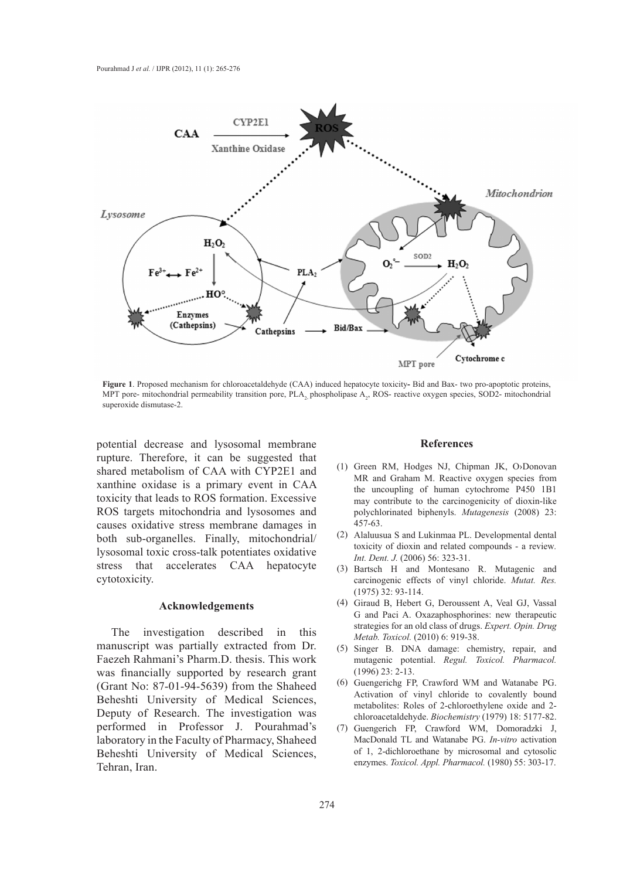**Figure 1**. Proposed mechanism for chloroacetaldehyde (CAA) induced hepatocyte toxicity- Bid and Bax- two pro-apoptotic proteins, MPT pore- mitochondrial permeability transition pore, $PLA_2$ phospholipase $A_2$, ROS- reactive oxygen species, SOD2- mitochondrial superoxide dismutase-2.

potential decrease and lysosomal membrane rupture. Therefore, it can be suggested that shared metabolism of CAA with CYP2E1 and xanthine oxidase is a primary event in CAA toxicity that leads to ROS formation. Excessive ROS targets mitochondria and lysosomes and causes oxidative stress membrane damages in both sub-organelles. Finally, mitochondrial/lysosomal toxic cross-talk potentiates oxidative stress that accelerates CAA hepatocyte cytotoxicity.

## Acknowledgements

The investigation described in this manuscript was partially extracted from Dr. Faezeh Rahmani's Pharm.D. thesis. This work was financially supported by research grant (Grant No: 87-01-94-5639) from the Shaheed Beheshti University of Medical Sciences, Deputy of Research. The investigation was performed in Professor J. Pourahmad's laboratory in the Faculty of Pharmacy, Shaheed Beheshti University of Medical Sciences, Tehran, Iran.

## References

(1) Green RM, Hodges NJ, Chipman JK, O›Donovan MR and Graham M. Reactive oxygen species from the uncoupling of human cytochrome P450 1B1 may contribute to the carcinogenicity of dioxin-like polychlorinated biphenyls. *Mutagenesis* (2008) 23: 457-63.

(2) Alaluusua S and Lukinmaa PL. Developmental dental toxicity of dioxin and related compounds - a review. *Int. Dent. J.* (2006) 56: 323-31.

(3) Bartsch H and Montesano R. Mutagenic and carcinogenic effects of vinyl chloride. *Mutat. Res.* (1975) 32: 93-114.

(4) Giraud B, Hebert G, Deroussent A, Veal GJ, Vassal G and Paci A. Oxazaphosphorines: new therapeutic strategies for an old class of drugs. *Expert. Opin. Drug Metab. Toxicol.* (2010) 6: 919-38.

(5) Singer B. DNA damage: chemistry, repair, and mutagenic potential. *Regul. Toxicol. Pharmacol.* (1996) 23: 2-13.

(6) Guengerichg FP, Crawford WM and Watanabe PG. Activation of vinyl chloride to covalently bound metabolites: Roles of 2-chloroethylene oxide and 2-chloroacetaldehyde. *Biochemistry* (1979) 18: 5177-82.

(7) Guengerich FP, Crawford WM, Domoradzki J, MacDonald TL and Watanabe PG. *In-vitro* activation of 1, 2-dichloroethane by microsomal and cytosolic enzymes. *Toxicol. Appl. Pharmacol.* (1980) 55: 303-17.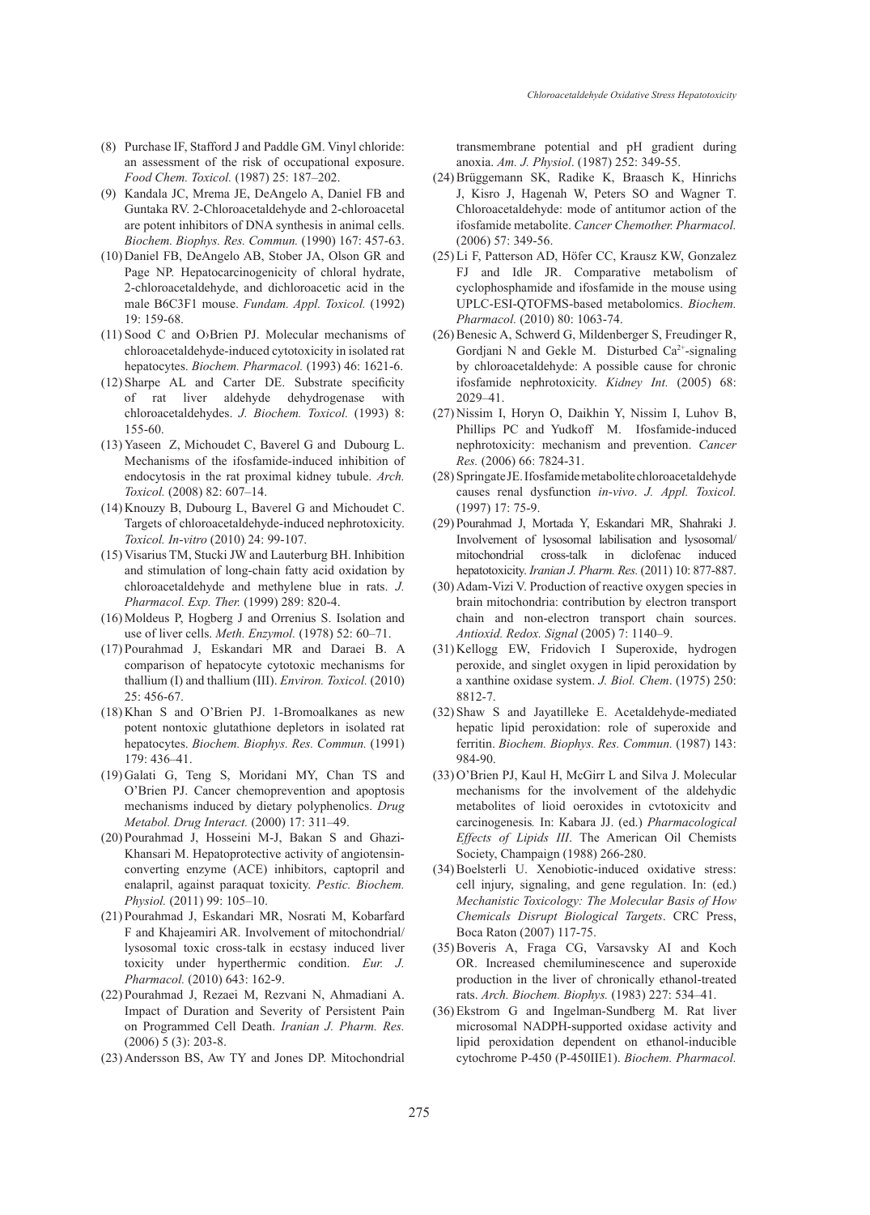(8) Purchase IF, Stafford J and Paddle GM. Vinyl chloride: an assessment of the risk of occupational exposure. *Food Chem. Toxicol.* (1987) 25: 187–202.

(9) Kandala JC, Mrema JE, DeAngelo A, Daniel FB and Guntaka RV. 2-Chloroacetaldehyde and 2-chloroacetal are potent inhibitors of DNA synthesis in animal cells. *Biochem. Biophys. Res. Commun.* (1990) 167: 457-63.

(10) Daniel FB, DeAngelo AB, Stober JA, Olson GR and Page NP. Hepatocarcinogenicity of chloral hydrate, 2-chloroacetaldehyde, and dichloroacetic acid in the male B6C3F1 mouse. *Fundam. Appl. Toxicol.* (1992) 19: 159-68.

(11) Sood C and O›Brien PJ. Molecular mechanisms of chloroacetaldehyde-induced cytotoxicity in isolated rat hepatocytes. *Biochem. Pharmacol.* (1993) 46: 1621-6.

(12) Sharpe AL and Carter DE. Substrate specificity of rat liver aldehyde dehydrogenase with chloroacetaldehydes. *J. Biochem. Toxicol.* (1993) 8: 155-60.

(13) Yaseen Z, Michoudet C, Baverel G and Dubourg L. Mechanisms of the ifosfamide-induced inhibition of endocytosis in the rat proximal kidney tubule. *Arch. Toxicol.* (2008) 82: 607–14.

(14) Knouzy B, Dubourg L, Baverel G and Michoudet C. Targets of chloroacetaldehyde-induced nephrotoxicity. *Toxicol. In-vitro* (2010) 24: 99-107.

(15) Visarius TM, Stucki JW and Lauterburg BH. Inhibition and stimulation of long-chain fatty acid oxidation by chloroacetaldehyde and methylene blue in rats. *J. Pharmacol. Exp. Ther.* (1999) 289: 820-4.

(16) Moldeus P, Hogberg J and Orrenius S. Isolation and use of liver cells. *Meth. Enzymol.* (1978) 52: 60–71.

(17) Pourahmad J, Eskandari MR and Daraei B. A comparison of hepatocyte cytotoxic mechanisms for thallium (I) and thallium (III). *Environ. Toxicol.* (2010) 25: 456-67.

(18) Khan S and O'Brien PJ. 1-Bromoalkanes as new potent nontoxic glutathione depletors in isolated rat hepatocytes. *Biochem. Biophys. Res. Commun.* (1991) 179: 436–41.

(19) Galati G, Teng S, Moridani MY, Chan TS and O'Brien PJ. Cancer chemoprevention and apoptosis mechanisms induced by dietary polyphenolics. *Drug Metabol. Drug Interact.* (2000) 17: 311–49.

(20) Pourahmad J, Hosseini M-J, Bakan S and Ghazi-Khansari M. Hepatoprotective activity of angiotensin-converting enzyme (ACE) inhibitors, captopril and enalapril, against paraquat toxicity. *Pestic. Biochem. Physiol.* (2011) 99: 105–10.

(21) Pourahmad J, Eskandari MR, Nosrati M, Kobarfard F and Khajeamiri AR. Involvement of mitochondrial/lysosomal toxic cross-talk in ecstasy induced liver toxicity under hyperthermic condition. *Eur. J. Pharmacol.* (2010) 643: 162-9.

(22) Pourahmad J, Rezaei M, Rezvani N, Ahmadiani A. Impact of Duration and Severity of Persistent Pain on Programmed Cell Death. *Iranian J. Pharm. Res.* (2006) 5 (3): 203-8.

(23) Andersson BS, Aw TY and Jones DP. Mitochondrial transmembrane potential and pH gradient during anoxia. *Am. J. Physiol*. (1987) 252: 349-55.

(24) Brüggemann SK, Radike K, Braasch K, Hinrichs J, Kisro J, Hagenah W, Peters SO and Wagner T. Chloroacetaldehyde: mode of antitumor action of the ifosfamide metabolite. *Cancer Chemother. Pharmacol.* (2006) 57: 349-56.

(25) Li F, Patterson AD, Höfer CC, Krausz KW, Gonzalez FJ and Idle JR. Comparative metabolism of cyclophosphamide and ifosfamide in the mouse using UPLC-ESI-QTOFMS-based metabolomics. *Biochem. Pharmacol.* (2010) 80: 1063-74.

(26) Benesic A, Schwerd G, Mildenberger S, Freudinger R, Gordjani N and Gekle M. Disturbed $Ca^{2+}$-signaling by chloroacetaldehyde: A possible cause for chronic ifosfamide nephrotoxicity. *Kidney Int.* (2005) 68: 2029–41.

(27) Nissim I, Horyn O, Daikhin Y, Nissim I, Luhov B, Phillips PC and Yudkoff M. Ifosfamide-induced nephrotoxicity: mechanism and prevention. *Cancer Res.* (2006) 66: 7824-31.

(28) Springate JE. Ifosfamide metabolite chloroacetaldehyde causes renal dysfunction *in-vivo*. *J. Appl. Toxicol.* (1997) 17: 75-9.

(29) Pourahmad J, Mortada Y, Eskandari MR, Shahraki J. Involvement of lysosomal labilisation and lysosomal/mitochondrial cross-talk in diclofenac induced hepatotoxicity. *Iranian J. Pharm. Res.* (2011) 10: 877-887.

(30) Adam-Vizi V. Production of reactive oxygen species in brain mitochondria: contribution by electron transport chain and non-electron transport chain sources. *Antioxid. Redox. Signal* (2005) 7: 1140–9.

(31) Kellogg EW, Fridovich I Superoxide, hydrogen peroxide, and singlet oxygen in lipid peroxidation by a xanthine oxidase system. *J. Biol. Chem*. (1975) 250: 8812-7.

(32) Shaw S and Jayatilleke E. Acetaldehyde-mediated hepatic lipid peroxidation: role of superoxide and ferritin. *Biochem. Biophys. Res. Commun.* (1987) 143: 984-90.

(33) O'Brien PJ, Kaul H, McGirr L and Silva J. Molecular mechanisms for the involvement of the aldehydic metabolites of lioid oeroxides in cvtotoxicitv and carcinogenesis*.* In: Kabara JJ. (ed.) *Pharmacological Effects of Lipids III*. The American Oil Chemists Society, Champaign (1988) 266-280.

(34) Boelsterli U. Xenobiotic-induced oxidative stress: cell injury, signaling, and gene regulation. In: (ed.) *Mechanistic Toxicology: The Molecular Basis of How Chemicals Disrupt Biological Targets*. CRC Press, Boca Raton (2007) 117-75.

(35) Boveris A, Fraga CG, Varsavsky AI and Koch OR. Increased chemiluminescence and superoxide production in the liver of chronically ethanol-treated rats. *Arch. Biochem. Biophys.* (1983) 227: 534–41.

(36) Ekstrom G and Ingelman-Sundberg M. Rat liver microsomal NADPH-supported oxidase activity and lipid peroxidation dependent on ethanol-inducible cytochrome P-450 (P-450IIE1). *Biochem. Pharmacol.*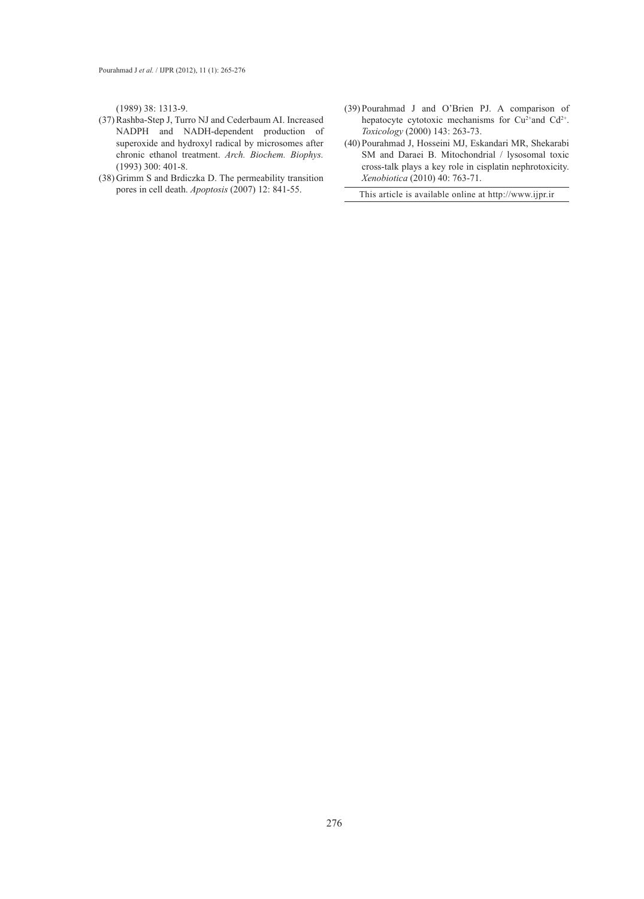(1989) 38: 1313-9.

(37) Rashba-Step J, Turro NJ and Cederbaum AI. Increased NADPH and NADH-dependent production of superoxide and hydroxyl radical by microsomes after chronic ethanol treatment. *Arch. Biochem. Biophys.* (1993) 300: 401-8.

(38) Grimm S and Brdiczka D. The permeability transition pores in cell death. *Apoptosis* (2007) 12: 841-55.

(39) Pourahmad J and O'Brien PJ. A comparison of hepatocyte cytotoxic mechanisms for $Cu^{2+}$and $Cd^{2+}$. *Toxicology* (2000) 143: 263-73.

(40) Pourahmad J, Hosseini MJ, Eskandari MR, Shekarabi SM and Daraei B. Mitochondrial / lysosomal toxic cross-talk plays a key role in cisplatin nephrotoxicity. *Xenobiotica* (2010) 40: 763-71.

This article is available online at http://www.ijpr.ir